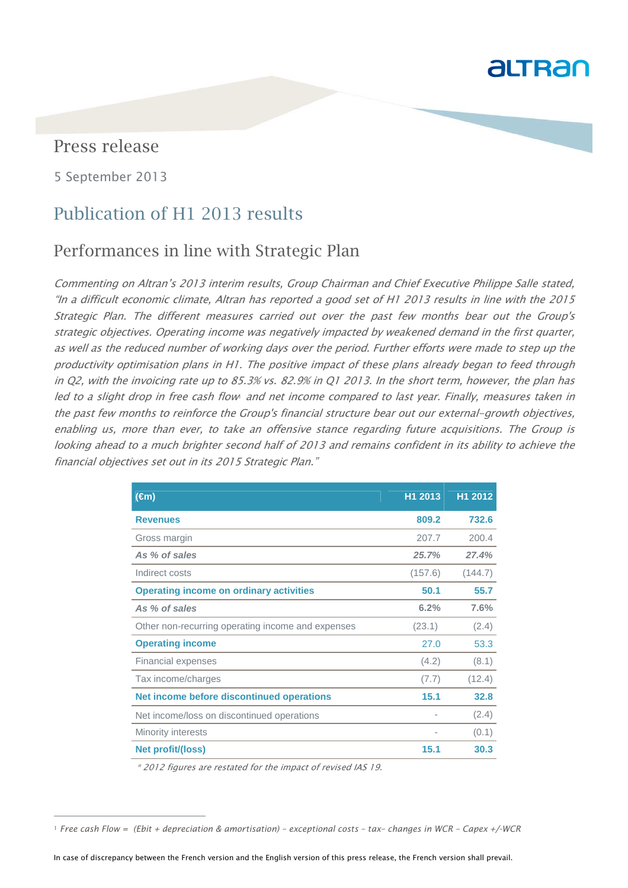# Press release

5 September 2013

## Publication of H1 2013 results

### Performances in line with Strategic Plan

*Commenting on Altran's 2013 interim results, Group Chairman and Chief Executive Philippe Salle stated, "In a difficult economic climate, Altran has reported a good set of H1 2013 results in line with the 2015 Strategic Plan. The different measures carried out over the past few months bear out the Group's strategic objectives. Operating income was negatively impacted by weakened demand in the first quarter, as well as the reduced number of working days over the period. Further efforts were made to step up the productivity optimisation plans in H1. The positive impact of these plans already began to feed through in Q2, with the invoicing rate up to 85.3% vs. 82.9% in Q1 2013. In the short term, however, the plan has led to a slight drop in free cash flow[1] and net income compared to last year. Finally, measures taken in the past few months to reinforce the Group's financial structure bear out our external-growth objectives, enabling us, more than ever, to take an offensive stance regarding future acquisitions. The Group is looking ahead to a much brighter second half of 2013 and remains confident in its ability to achieve the financial objectives set out in its 2015 Strategic Plan."*

| (€m) | H1 2013 | H1 2012 |
|---|---|---|
| **Revenues** | **809.2** | **732.6** |
| Gross margin | 207.7 | 200.4 |
| ***As % of sales*** | ***25.7%*** | ***27.4%*** |
| Indirect costs | (157.6) | (144.7) |
| **Operating income on ordinary activities** | **50.1** | **55.7** |
| ***As % of sales*** | **6.2%** | **7.6%** |
| Other non-recurring operating income and expenses | (23.1) | (2.4) |
| **Operating income** | 27.0 | 53.3 |
| Financial expenses | (4.2) | (8.1) |
| Tax income/charges | (7.7) | (12.4) |
| **Net income before discontinued operations** | **15.1** | **32.8** |
| Net income/loss on discontinued operations | - | (2.4) |
| Minority interests | - | (0.1) |
| **Net profit/(loss)** | **15.1** | **30.3** |

*\* 2012 figures are restated for the impact of revised IAS 19.*

[1] *Free cash Flow = (Ebit + depreciation & amortisation) – exceptional costs – tax– changes in WCR – Capex +/-WCR*

In case of discrepancy between the French version and the English version of this press release, the French version shall prevail.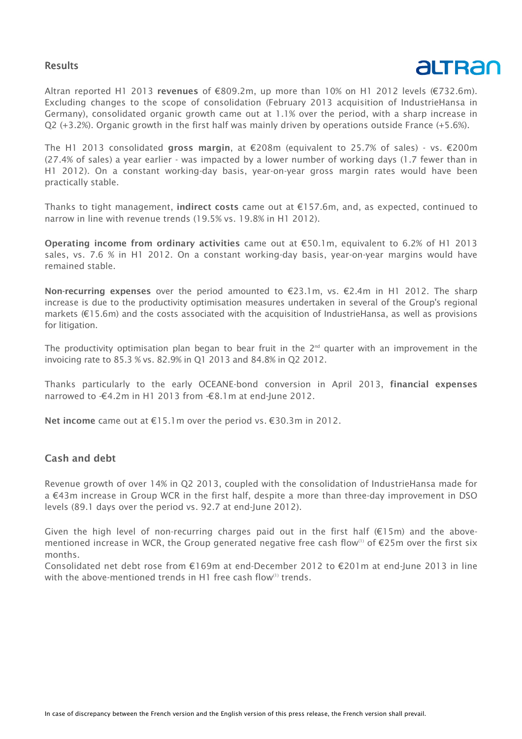## Results

Altran reported H1 2013 **revenues** of €809.2m, up more than 10% on H1 2012 levels (€732.6m). Excluding changes to the scope of consolidation (February 2013 acquisition of IndustrieHansa in Germany), consolidated organic growth came out at 1.1% over the period, with a sharp increase in Q2 (+3.2%). Organic growth in the first half was mainly driven by operations outside France (+5.6%).

The H1 2013 consolidated **gross margin**, at €208m (equivalent to 25.7% of sales) - vs. €200m (27.4% of sales) a year earlier - was impacted by a lower number of working days (1.7 fewer than in H1 2012). On a constant working-day basis, year-on-year gross margin rates would have been practically stable.

Thanks to tight management, **indirect costs** came out at €157.6m, and, as expected, continued to narrow in line with revenue trends (19.5% vs. 19.8% in H1 2012).

**Operating income from ordinary activities** came out at €50.1m, equivalent to 6.2% of H1 2013 sales, vs. 7.6 % in H1 2012. On a constant working-day basis, year-on-year margins would have remained stable.

**Non-recurring expenses** over the period amounted to €23.1m, vs. €2.4m in H1 2012. The sharp increase is due to the productivity optimisation measures undertaken in several of the Group's regional markets (€15.6m) and the costs associated with the acquisition of IndustrieHansa, as well as provisions for litigation.

The productivity optimisation plan began to bear fruit in the 2nd quarter with an improvement in the invoicing rate to 85.3 % vs. 82.9% in Q1 2013 and 84.8% in Q2 2012.

Thanks particularly to the early OCEANE-bond conversion in April 2013, **financial expenses** narrowed to -€4.2m in H1 2013 from -€8.1m at end-June 2012.

**Net income** came out at €15.1m over the period vs. €30.3m in 2012.

## Cash and debt

Revenue growth of over 14% in Q2 2013, coupled with the consolidation of IndustrieHansa made for a €43m increase in Group WCR in the first half, despite a more than three-day improvement in DSO levels (89.1 days over the period vs. 92.7 at end-June 2012).

Given the high level of non-recurring charges paid out in the first half (€15m) and the above-mentioned increase in WCR, the Group generated negative free cash flow[1] of €25m over the first six months.
Consolidated net debt rose from €169m at end-December 2012 to €201m at end-June 2013 in line with the above-mentioned trends in H1 free cash flow[1] trends.

In case of discrepancy between the French version and the English version of this press release, the French version shall prevail.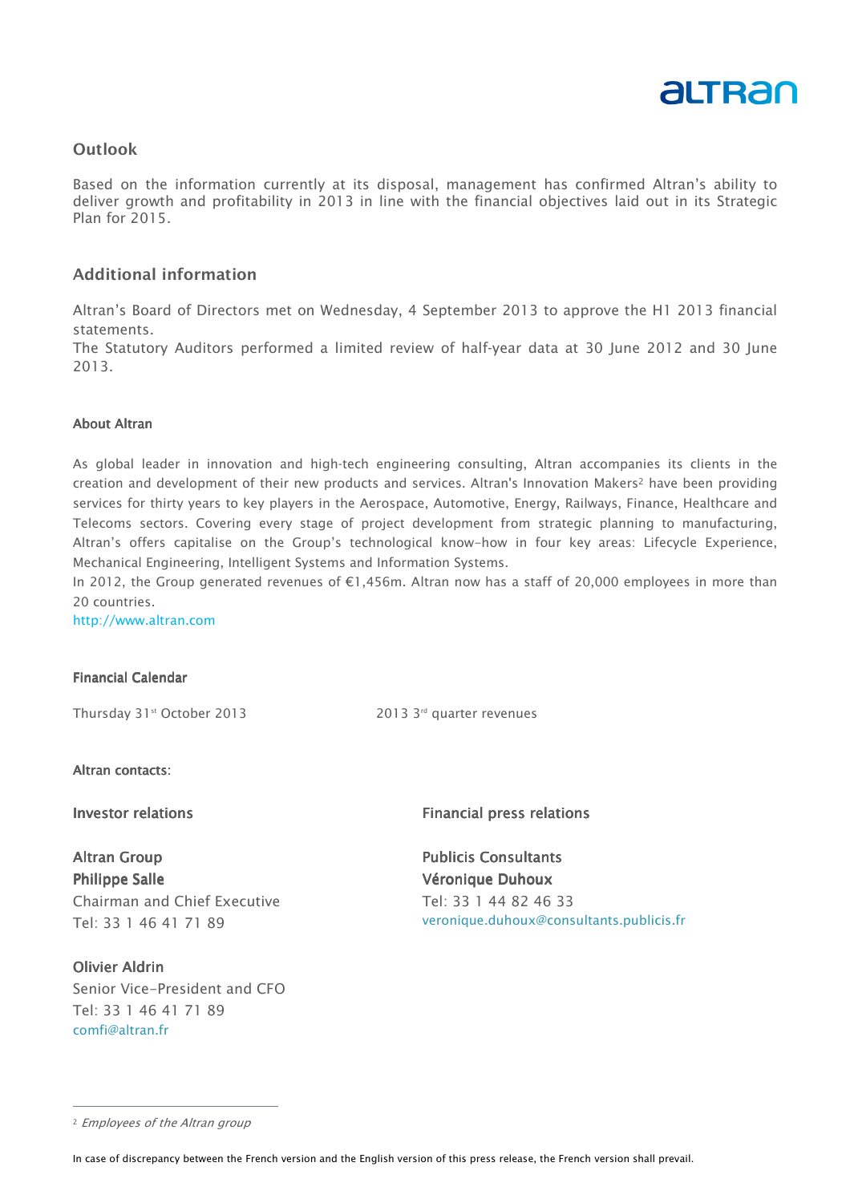## Outlook

Based on the information currently at its disposal, management has confirmed Altran's ability to deliver growth and profitability in 2013 in line with the financial objectives laid out in its Strategic Plan for 2015.

## Additional information

Altran's Board of Directors met on Wednesday, 4 September 2013 to approve the H1 2013 financial statements.
The Statutory Auditors performed a limited review of half-year data at 30 June 2012 and 30 June 2013.

#### About Altran

As global leader in innovation and high-tech engineering consulting, Altran accompanies its clients in the creation and development of their new products and services. Altran's Innovation Makers[2] have been providing services for thirty years to key players in the Aerospace, Automotive, Energy, Railways, Finance, Healthcare and Telecoms sectors. Covering every stage of project development from strategic planning to manufacturing, Altran's offers capitalise on the Group's technological know-how in four key areas: Lifecycle Experience, Mechanical Engineering, Intelligent Systems and Information Systems.
In 2012, the Group generated revenues of €1,456m. Altran now has a staff of 20,000 employees in more than 20 countries.
http://www.altran.com

#### Financial Calendar

| | |
|---|---|
| Thursday 31st October 2013 | 2013 3rd quarter revenues |

**Altran contacts:**

**Investor relations**

**Altran Group**
**Philippe Salle**
Chairman and Chief Executive
Tel: 33 1 46 41 71 89

**Olivier Aldrin**
Senior Vice-President and CFO
Tel: 33 1 46 41 71 89
comfi@altran.fr

**Financial press relations**

**Publicis Consultants**
**Véronique Duhoux**
Tel: 33 1 44 82 46 33
veronique.duhoux@consultants.publicis.fr

[2] *Employees of the Altran group*

In case of discrepancy between the French version and the English version of this press release, the French version shall prevail.